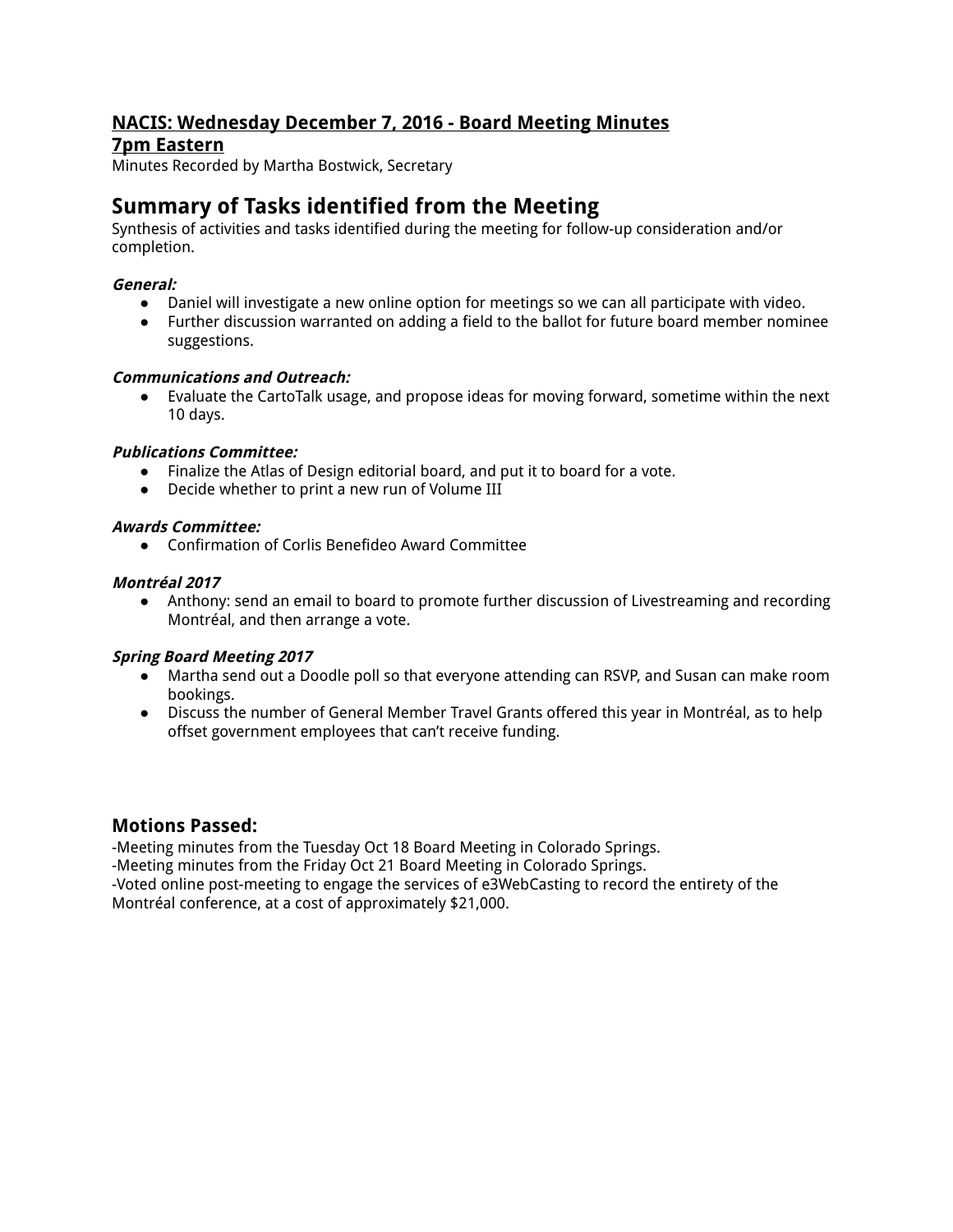**NACIS: Wednesday December 7, 2016 - Board Meeting Minutes**
**7pm Eastern**

Minutes Recorded by Martha Bostwick, Secretary

## Summary of Tasks identified from the Meeting

Synthesis of activities and tasks identified during the meeting for follow-up consideration and/or completion.

***General:***

- Daniel will investigate a new online option for meetings so we can all participate with video.
- Further discussion warranted on adding a field to the ballot for future board member nominee suggestions.

***Communications and Outreach:***

- Evaluate the CartoTalk usage, and propose ideas for moving forward, sometime within the next 10 days.

***Publications Committee:***

- Finalize the Atlas of Design editorial board, and put it to board for a vote.
- Decide whether to print a new run of Volume III

***Awards Committee:***

- Confirmation of Corlis Benefideo Award Committee

***Montréal 2017***

- Anthony: send an email to board to promote further discussion of Livestreaming and recording Montréal, and then arrange a vote.

***Spring Board Meeting 2017***

- Martha send out a Doodle poll so that everyone attending can RSVP, and Susan can make room bookings.
- Discuss the number of General Member Travel Grants offered this year in Montréal, as to help offset government employees that can't receive funding.

## Motions Passed:

-Meeting minutes from the Tuesday Oct 18 Board Meeting in Colorado Springs.
-Meeting minutes from the Friday Oct 21 Board Meeting in Colorado Springs.
-Voted online post-meeting to engage the services of e3WebCasting to record the entirety of the Montréal conference, at a cost of approximately $21,000.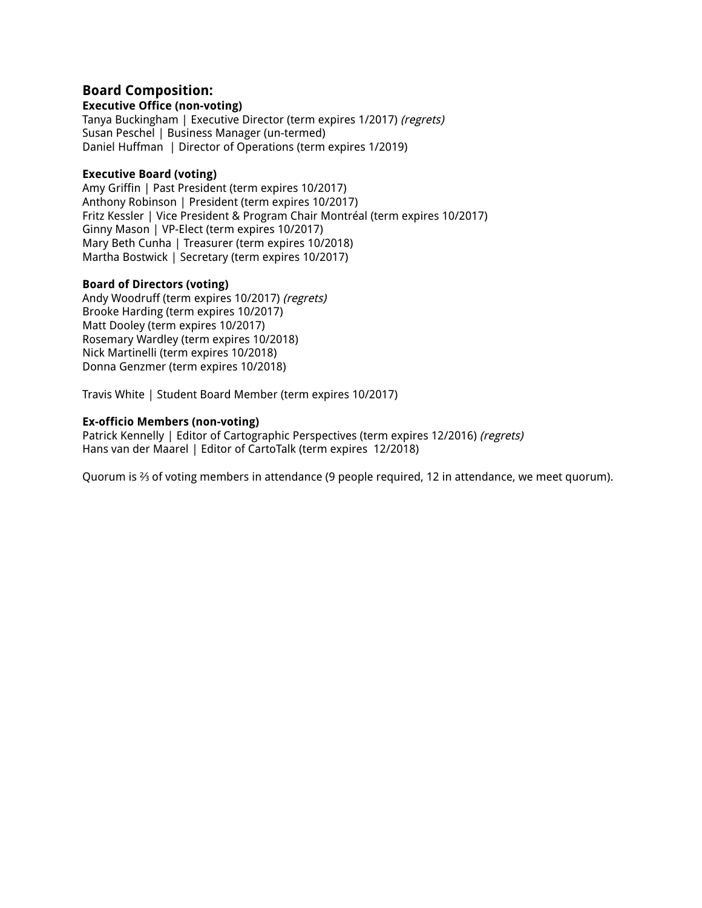## Board Composition:

**Executive Office (non-voting)**
Tanya Buckingham | Executive Director (term expires 1/2017) *(regrets)*
Susan Peschel | Business Manager (un-termed)
Daniel Huffman | Director of Operations (term expires 1/2019)

**Executive Board (voting)**
Amy Griffin | Past President (term expires 10/2017)
Anthony Robinson | President (term expires 10/2017)
Fritz Kessler | Vice President & Program Chair Montréal (term expires 10/2017)
Ginny Mason | VP-Elect (term expires 10/2017)
Mary Beth Cunha | Treasurer (term expires 10/2018)
Martha Bostwick | Secretary (term expires 10/2017)

**Board of Directors (voting)**
Andy Woodruff (term expires 10/2017) *(regrets)*
Brooke Harding (term expires 10/2017)
Matt Dooley (term expires 10/2017)
Rosemary Wardley (term expires 10/2018)
Nick Martinelli (term expires 10/2018)
Donna Genzmer (term expires 10/2018)

Travis White | Student Board Member (term expires 10/2017)

**Ex-officio Members (non-voting)**
Patrick Kennelly | Editor of Cartographic Perspectives (term expires 12/2016) *(regrets)*
Hans van der Maarel | Editor of CartoTalk (term expires 12/2018)

Quorum is ⅔ of voting members in attendance (9 people required, 12 in attendance, we meet quorum).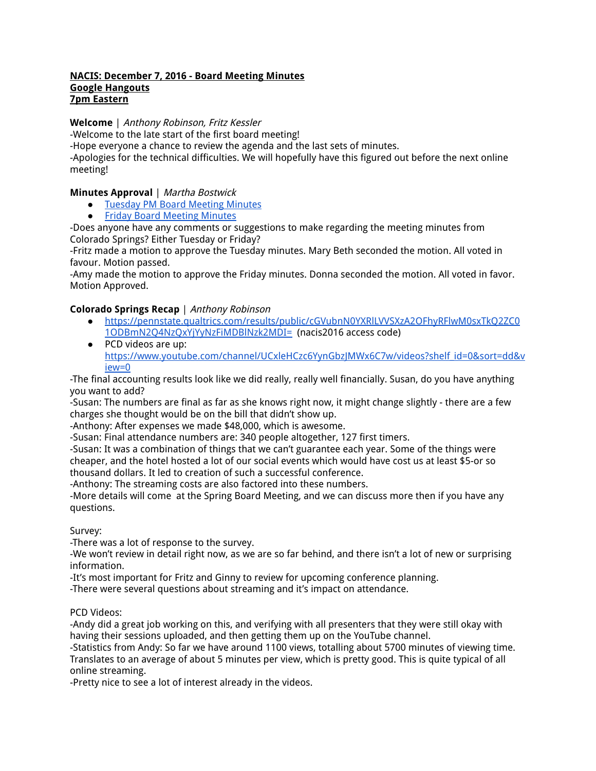**NACIS: December 7, 2016 - Board Meeting Minutes**
**Google Hangouts**
**7pm Eastern**

**Welcome** | *Anthony Robinson, Fritz Kessler*

-Welcome to the late start of the first board meeting!
-Hope everyone a chance to review the agenda and the last sets of minutes.
-Apologies for the technical difficulties. We will hopefully have this figured out before the next online meeting!

**Minutes Approval** | *Martha Bostwick*

- Tuesday PM Board Meeting Minutes
- Friday Board Meeting Minutes

-Does anyone have any comments or suggestions to make regarding the meeting minutes from Colorado Springs? Either Tuesday or Friday?
-Fritz made a motion to approve the Tuesday minutes. Mary Beth seconded the motion. All voted in favour. Motion passed.
-Amy made the motion to approve the Friday minutes. Donna seconded the motion. All voted in favor. Motion Approved.

**Colorado Springs Recap** | *Anthony Robinson*

- https://pennstate.qualtrics.com/results/public/cGVubnN0YXRlLVVSXzA2OFhyRFlwM0sxTkQ2ZC01ODBmN2Q4NzQxYjYyNzFiMDBlNzk2MDI= (nacis2016 access code)
- PCD videos are up: https://www.youtube.com/channel/UCxleHCzc6YynGbzJMWx6C7w/videos?shelf_id=0&sort=dd&view=0

-The final accounting results look like we did really, really well financially. Susan, do you have anything you want to add?
-Susan: The numbers are final as far as she knows right now, it might change slightly - there are a few charges she thought would be on the bill that didn't show up.
-Anthony: After expenses we made $48,000, which is awesome.
-Susan: Final attendance numbers are: 340 people altogether, 127 first timers.
-Susan: It was a combination of things that we can't guarantee each year. Some of the things were cheaper, and the hotel hosted a lot of our social events which would have cost us at least $5-or so thousand dollars. It led to creation of such a successful conference.
-Anthony: The streaming costs are also factored into these numbers.
-More details will come at the Spring Board Meeting, and we can discuss more then if you have any questions.

Survey:
-There was a lot of response to the survey.
-We won't review in detail right now, as we are so far behind, and there isn't a lot of new or surprising information.
-It's most important for Fritz and Ginny to review for upcoming conference planning.
-There were several questions about streaming and it's impact on attendance.

PCD Videos:
-Andy did a great job working on this, and verifying with all presenters that they were still okay with having their sessions uploaded, and then getting them up on the YouTube channel.
-Statistics from Andy: So far we have around 1100 views, totalling about 5700 minutes of viewing time. Translates to an average of about 5 minutes per view, which is pretty good. This is quite typical of all online streaming.
-Pretty nice to see a lot of interest already in the videos.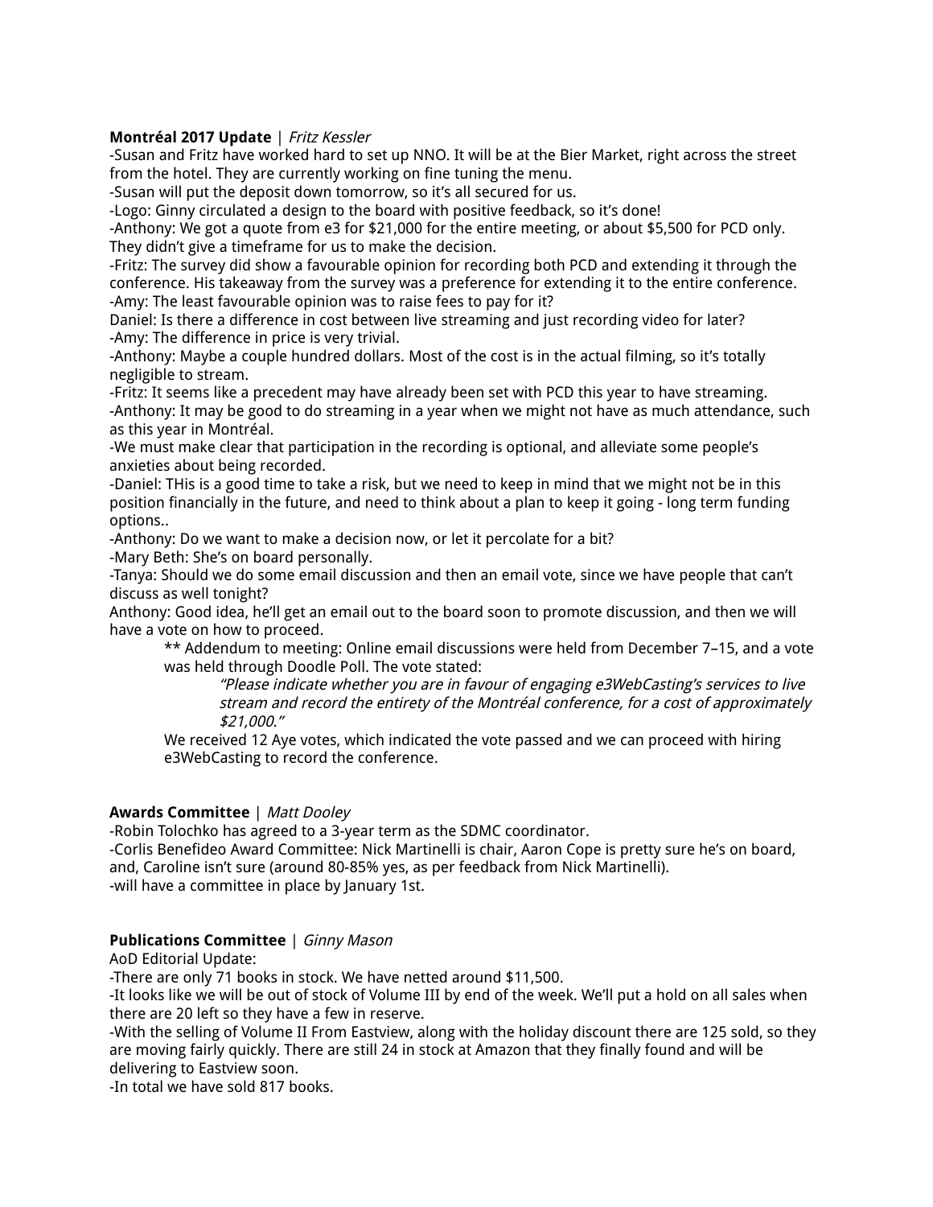**Montréal 2017 Update** | *Fritz Kessler*

-Susan and Fritz have worked hard to set up NNO. It will be at the Bier Market, right across the street from the hotel. They are currently working on fine tuning the menu.
-Susan will put the deposit down tomorrow, so it's all secured for us.
-Logo: Ginny circulated a design to the board with positive feedback, so it's done!
-Anthony: We got a quote from e3 for $21,000 for the entire meeting, or about $5,500 for PCD only. They didn't give a timeframe for us to make the decision.
-Fritz: The survey did show a favourable opinion for recording both PCD and extending it through the conference. His takeaway from the survey was a preference for extending it to the entire conference.
-Amy: The least favourable opinion was to raise fees to pay for it?
Daniel: Is there a difference in cost between live streaming and just recording video for later?
-Amy: The difference in price is very trivial.
-Anthony: Maybe a couple hundred dollars. Most of the cost is in the actual filming, so it's totally negligible to stream.
-Fritz: It seems like a precedent may have already been set with PCD this year to have streaming.
-Anthony: It may be good to do streaming in a year when we might not have as much attendance, such as this year in Montréal.
-We must make clear that participation in the recording is optional, and alleviate some people's anxieties about being recorded.
-Daniel: THis is a good time to take a risk, but we need to keep in mind that we might not be in this position financially in the future, and need to think about a plan to keep it going - long term funding options..
-Anthony: Do we want to make a decision now, or let it percolate for a bit?
-Mary Beth: She's on board personally.
-Tanya: Should we do some email discussion and then an email vote, since we have people that can't discuss as well tonight?
Anthony: Good idea, he'll get an email out to the board soon to promote discussion, and then we will have a vote on how to proceed.

> ** Addendum to meeting: Online email discussions were held from December 7–15, and a vote was held through Doodle Poll. The vote stated:
>
> > *"Please indicate whether you are in favour of engaging e3WebCasting's services to live stream and record the entirety of the Montréal conference, for a cost of approximately $21,000."*
>
> We received 12 Aye votes, which indicated the vote passed and we can proceed with hiring e3WebCasting to record the conference.

**Awards Committee** | *Matt Dooley*

-Robin Tolochko has agreed to a 3-year term as the SDMC coordinator.
-Corlis Benefideo Award Committee: Nick Martinelli is chair, Aaron Cope is pretty sure he's on board, and, Caroline isn't sure (around 80-85% yes, as per feedback from Nick Martinelli).
-will have a committee in place by January 1st.

**Publications Committee** | *Ginny Mason*

AoD Editorial Update:
-There are only 71 books in stock. We have netted around $11,500.
-It looks like we will be out of stock of Volume III by end of the week. We'll put a hold on all sales when there are 20 left so they have a few in reserve.
-With the selling of Volume II From Eastview, along with the holiday discount there are 125 sold, so they are moving fairly quickly. There are still 24 in stock at Amazon that they finally found and will be delivering to Eastview soon.
-In total we have sold 817 books.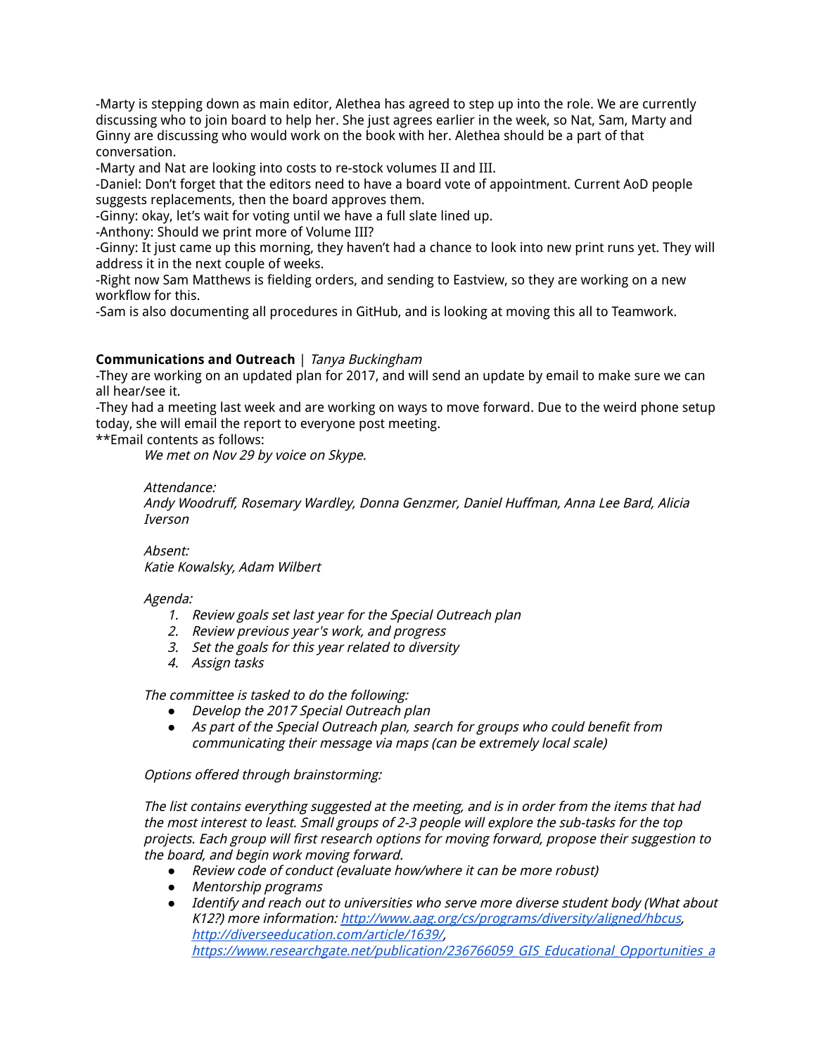-Marty is stepping down as main editor, Alethea has agreed to step up into the role. We are currently discussing who to join board to help her. She just agrees earlier in the week, so Nat, Sam, Marty and Ginny are discussing who would work on the book with her. Alethea should be a part of that conversation.
-Marty and Nat are looking into costs to re-stock volumes II and III.
-Daniel: Don't forget that the editors need to have a board vote of appointment. Current AoD people suggests replacements, then the board approves them.
-Ginny: okay, let's wait for voting until we have a full slate lined up.
-Anthony: Should we print more of Volume III?
-Ginny: It just came up this morning, they haven't had a chance to look into new print runs yet. They will address it in the next couple of weeks.
-Right now Sam Matthews is fielding orders, and sending to Eastview, so they are working on a new workflow for this.
-Sam is also documenting all procedures in GitHub, and is looking at moving this all to Teamwork.

**Communications and Outreach** | *Tanya Buckingham*
-They are working on an updated plan for 2017, and will send an update by email to make sure we can all hear/see it.
-They had a meeting last week and are working on ways to move forward. Due to the weird phone setup today, she will email the report to everyone post meeting.
**Email contents as follows:

> *We met on Nov 29 by voice on Skype.*
>
> *Attendance:*
> *Andy Woodruff, Rosemary Wardley, Donna Genzmer, Daniel Huffman, Anna Lee Bard, Alicia Iverson*
>
> *Absent:*
> *Katie Kowalsky, Adam Wilbert*
>
> *Agenda:*
> 1. *Review goals set last year for the Special Outreach plan*
> 2. *Review previous year's work, and progress*
> 3. *Set the goals for this year related to diversity*
> 4. *Assign tasks*
>
> *The committee is tasked to do the following:*
> - *Develop the 2017 Special Outreach plan*
> - *As part of the Special Outreach plan, search for groups who could benefit from communicating their message via maps (can be extremely local scale)*
>
> *Options offered through brainstorming:*
>
> *The list contains everything suggested at the meeting, and is in order from the items that had the most interest to least. Small groups of 2-3 people will explore the sub-tasks for the top projects. Each group will first research options for moving forward, propose their suggestion to the board, and begin work moving forward.*
> - *Review code of conduct (evaluate how/where it can be more robust)*
> - *Mentorship programs*
> - *Identify and reach out to universities who serve more diverse student body (What about K12?) more information: [http://www.aag.org/cs/programs/diversity/aligned/hbcus](http://www.aag.org/cs/programs/diversity/aligned/hbcus), [http://diverseeducation.com/article/1639/](http://diverseeducation.com/article/1639/), [https://www.researchgate.net/publication/236766059_GIS_Educational_Opportunities_a](https://www.researchgate.net/publication/236766059_GIS_Educational_Opportunities_a)*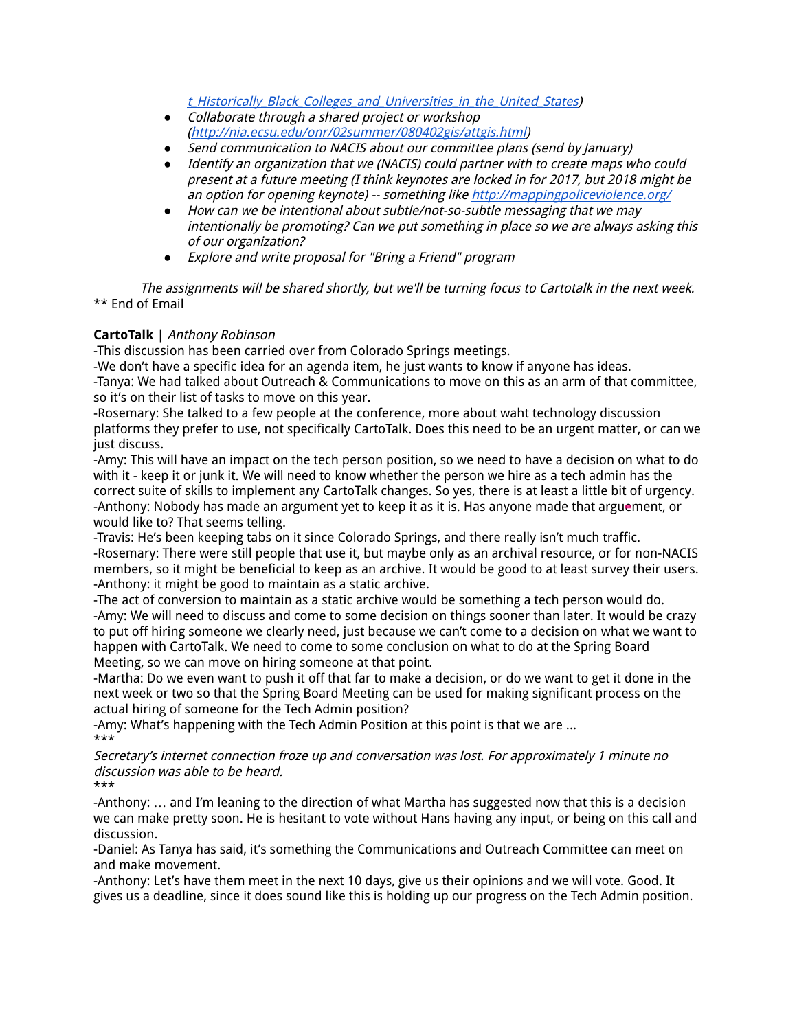*[t_Historically_Black_Colleges_and_Universities_in_the_United_States](t_Historically_Black_Colleges_and_Universities_in_the_United_States))*

- *Collaborate through a shared project or workshop ([http://nia.ecsu.edu/onr/02summer/080402gis/attgis.html](http://nia.ecsu.edu/onr/02summer/080402gis/attgis.html))*
- *Send communication to NACIS about our committee plans (send by January)*
- *Identify an organization that we (NACIS) could partner with to create maps who could present at a future meeting (I think keynotes are locked in for 2017, but 2018 might be an option for opening keynote) -- something like [http://mappingpoliceviolence.org/](http://mappingpoliceviolence.org/)*
- *How can we be intentional about subtle/not-so-subtle messaging that we may intentionally be promoting? Can we put something in place so we are always asking this of our organization?*
- *Explore and write proposal for "Bring a Friend" program*

*The assignments will be shared shortly, but we'll be turning focus to Cartotalk in the next week.*

** End of Email

**CartoTalk** | *Anthony Robinson*

-This discussion has been carried over from Colorado Springs meetings.
-We don't have a specific idea for an agenda item, he just wants to know if anyone has ideas.
-Tanya: We had talked about Outreach & Communications to move on this as an arm of that committee, so it's on their list of tasks to move on this year.
-Rosemary: She talked to a few people at the conference, more about waht technology discussion platforms they prefer to use, not specifically CartoTalk. Does this need to be an urgent matter, or can we just discuss.
-Amy: This will have an impact on the tech person position, so we need to have a decision on what to do with it - keep it or junk it. We will need to know whether the person we hire as a tech admin has the correct suite of skills to implement any CartoTalk changes. So yes, there is at least a little bit of urgency.
-Anthony: Nobody has made an argument yet to keep it as it is. Has anyone made that arguement, or would like to? That seems telling.
-Travis: He's been keeping tabs on it since Colorado Springs, and there really isn't much traffic.
-Rosemary: There were still people that use it, but maybe only as an archival resource, or for non-NACIS members, so it might be beneficial to keep as an archive. It would be good to at least survey their users.
-Anthony: it might be good to maintain as a static archive.
-The act of conversion to maintain as a static archive would be something a tech person would do.
-Amy: We will need to discuss and come to some decision on things sooner than later. It would be crazy to put off hiring someone we clearly need, just because we can't come to a decision on what we want to happen with CartoTalk. We need to come to some conclusion on what to do at the Spring Board Meeting, so we can move on hiring someone at that point.
-Martha: Do we even want to push it off that far to make a decision, or do we want to get it done in the next week or two so that the Spring Board Meeting can be used for making significant process on the actual hiring of someone for the Tech Admin position?
-Amy: What's happening with the Tech Admin Position at this point is that we are ...
***
*Secretary's internet connection froze up and conversation was lost. For approximately 1 minute no discussion was able to be heard.*
***
-Anthony: … and I'm leaning to the direction of what Martha has suggested now that this is a decision we can make pretty soon. He is hesitant to vote without Hans having any input, or being on this call and discussion.
-Daniel: As Tanya has said, it's something the Communications and Outreach Committee can meet on and make movement.
-Anthony: Let's have them meet in the next 10 days, give us their opinions and we will vote. Good. It gives us a deadline, since it does sound like this is holding up our progress on the Tech Admin position.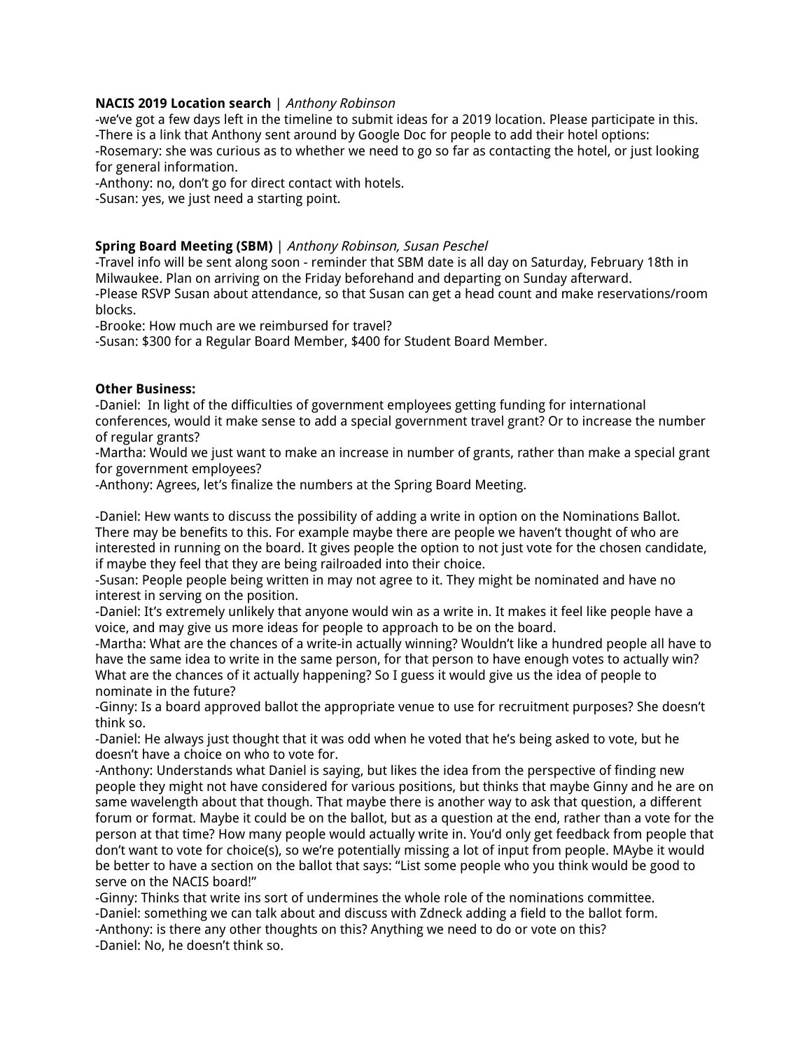**NACIS 2019 Location search** | *Anthony Robinson*

-we've got a few days left in the timeline to submit ideas for a 2019 location. Please participate in this.
-There is a link that Anthony sent around by Google Doc for people to add their hotel options:
-Rosemary: she was curious as to whether we need to go so far as contacting the hotel, or just looking for general information.
-Anthony: no, don't go for direct contact with hotels.
-Susan: yes, we just need a starting point.

**Spring Board Meeting (SBM)** | *Anthony Robinson, Susan Peschel*

-Travel info will be sent along soon - reminder that SBM date is all day on Saturday, February 18th in Milwaukee. Plan on arriving on the Friday beforehand and departing on Sunday afterward.
-Please RSVP Susan about attendance, so that Susan can get a head count and make reservations/room blocks.
-Brooke: How much are we reimbursed for travel?
-Susan: $300 for a Regular Board Member, $400 for Student Board Member.

**Other Business:**

-Daniel: In light of the difficulties of government employees getting funding for international conferences, would it make sense to add a special government travel grant? Or to increase the number of regular grants?
-Martha: Would we just want to make an increase in number of grants, rather than make a special grant for government employees?
-Anthony: Agrees, let's finalize the numbers at the Spring Board Meeting.

-Daniel: Hew wants to discuss the possibility of adding a write in option on the Nominations Ballot. There may be benefits to this. For example maybe there are people we haven't thought of who are interested in running on the board. It gives people the option to not just vote for the chosen candidate, if maybe they feel that they are being railroaded into their choice.
-Susan: People people being written in may not agree to it. They might be nominated and have no interest in serving on the position.
-Daniel: It's extremely unlikely that anyone would win as a write in. It makes it feel like people have a voice, and may give us more ideas for people to approach to be on the board.
-Martha: What are the chances of a write-in actually winning? Wouldn't like a hundred people all have to have the same idea to write in the same person, for that person to have enough votes to actually win? What are the chances of it actually happening? So I guess it would give us the idea of people to nominate in the future?
-Ginny: Is a board approved ballot the appropriate venue to use for recruitment purposes? She doesn't think so.
-Daniel: He always just thought that it was odd when he voted that he's being asked to vote, but he doesn't have a choice on who to vote for.
-Anthony: Understands what Daniel is saying, but likes the idea from the perspective of finding new people they might not have considered for various positions, but thinks that maybe Ginny and he are on same wavelength about that though. That maybe there is another way to ask that question, a different forum or format. Maybe it could be on the ballot, but as a question at the end, rather than a vote for the person at that time? How many people would actually write in. You'd only get feedback from people that don't want to vote for choice(s), so we're potentially missing a lot of input from people. MAybe it would be better to have a section on the ballot that says: "List some people who you think would be good to serve on the NACIS board!"
-Ginny: Thinks that write ins sort of undermines the whole role of the nominations committee.
-Daniel: something we can talk about and discuss with Zdneck adding a field to the ballot form.
-Anthony: is there any other thoughts on this? Anything we need to do or vote on this?
-Daniel: No, he doesn't think so.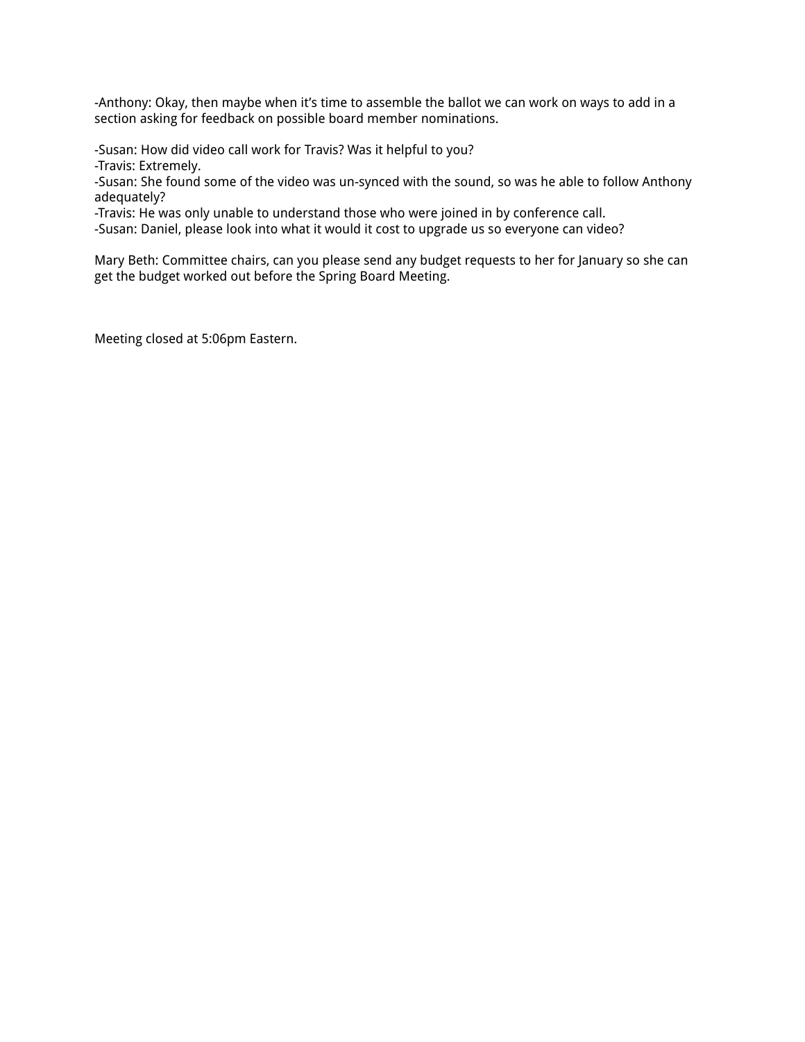-Anthony: Okay, then maybe when it's time to assemble the ballot we can work on ways to add in a section asking for feedback on possible board member nominations.

-Susan: How did video call work for Travis? Was it helpful to you?
-Travis: Extremely.
-Susan: She found some of the video was un-synced with the sound, so was he able to follow Anthony adequately?
-Travis: He was only unable to understand those who were joined in by conference call.
-Susan: Daniel, please look into what it would it cost to upgrade us so everyone can video?

Mary Beth: Committee chairs, can you please send any budget requests to her for January so she can get the budget worked out before the Spring Board Meeting.

Meeting closed at 5:06pm Eastern.